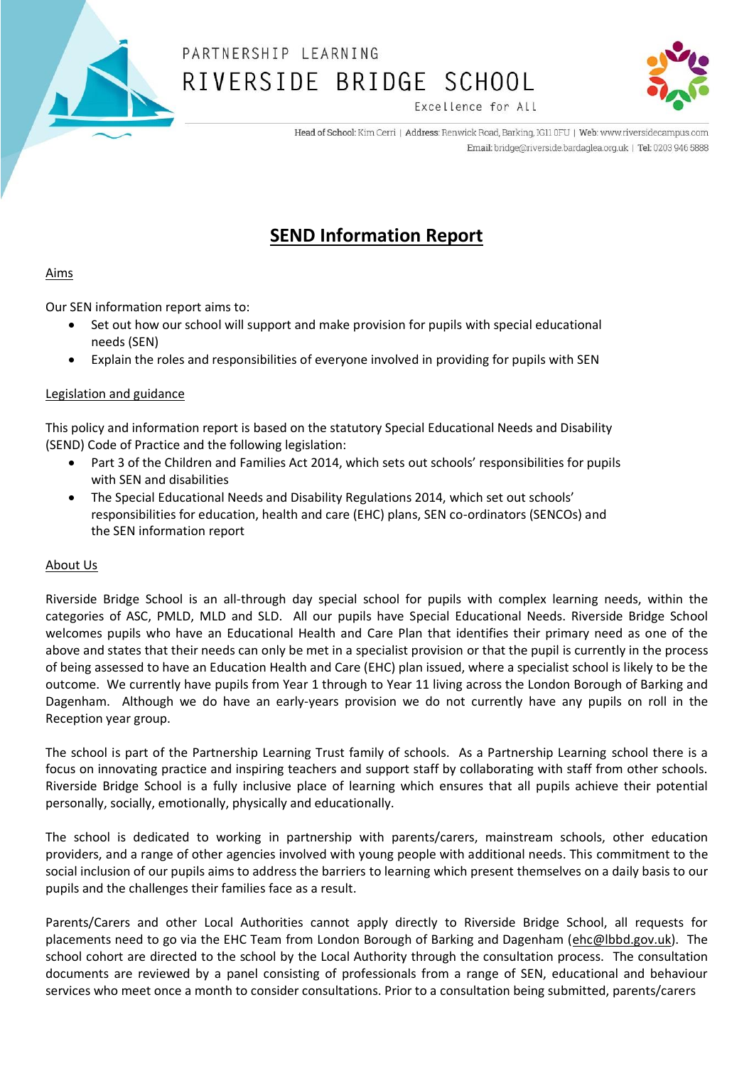PARTNERSHIP LEARNING

RIVERSIDE BRIDGE SCHOOL

Excellence for All

Head of School: Kim Cerri | Address: Renwick Road, Barking, IG11 0FU | Web: www.riversidecampus.com
Email: bridge@riverside.bardaglea.org.uk | Tel: 0203 946 5888

# SEND Information Report

## Aims

Our SEN information report aims to:

- Set out how our school will support and make provision for pupils with special educational needs (SEN)
- Explain the roles and responsibilities of everyone involved in providing for pupils with SEN

## Legislation and guidance

This policy and information report is based on the statutory Special Educational Needs and Disability (SEND) Code of Practice and the following legislation:

- Part 3 of the Children and Families Act 2014, which sets out schools' responsibilities for pupils with SEN and disabilities
- The Special Educational Needs and Disability Regulations 2014, which set out schools' responsibilities for education, health and care (EHC) plans, SEN co-ordinators (SENCOs) and the SEN information report

## About Us

Riverside Bridge School is an all-through day special school for pupils with complex learning needs, within the categories of ASC, PMLD, MLD and SLD. All our pupils have Special Educational Needs. Riverside Bridge School welcomes pupils who have an Educational Health and Care Plan that identifies their primary need as one of the above and states that their needs can only be met in a specialist provision or that the pupil is currently in the process of being assessed to have an Education Health and Care (EHC) plan issued, where a specialist school is likely to be the outcome. We currently have pupils from Year 1 through to Year 11 living across the London Borough of Barking and Dagenham. Although we do have an early-years provision we do not currently have any pupils on roll in the Reception year group.

The school is part of the Partnership Learning Trust family of schools. As a Partnership Learning school there is a focus on innovating practice and inspiring teachers and support staff by collaborating with staff from other schools. Riverside Bridge School is a fully inclusive place of learning which ensures that all pupils achieve their potential personally, socially, emotionally, physically and educationally.

The school is dedicated to working in partnership with parents/carers, mainstream schools, other education providers, and a range of other agencies involved with young people with additional needs. This commitment to the social inclusion of our pupils aims to address the barriers to learning which present themselves on a daily basis to our pupils and the challenges their families face as a result.

Parents/Carers and other Local Authorities cannot apply directly to Riverside Bridge School, all requests for placements need to go via the EHC Team from London Borough of Barking and Dagenham (ehc@lbbd.gov.uk). The school cohort are directed to the school by the Local Authority through the consultation process. The consultation documents are reviewed by a panel consisting of professionals from a range of SEN, educational and behaviour services who meet once a month to consider consultations. Prior to a consultation being submitted, parents/carers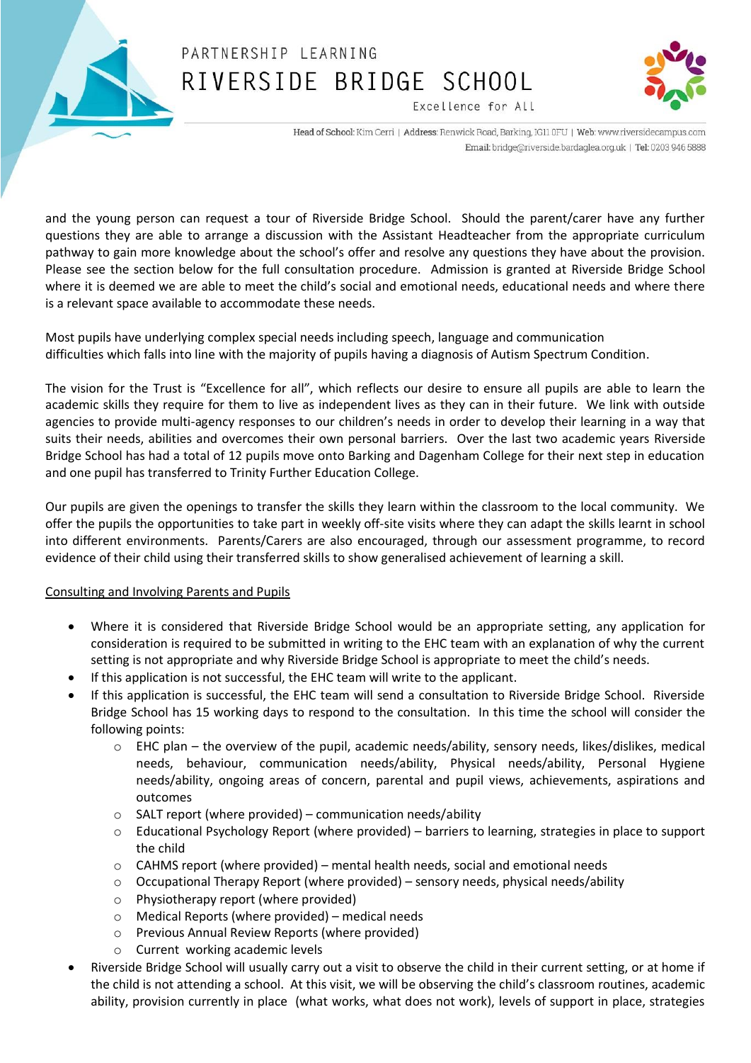and the young person can request a tour of Riverside Bridge School. Should the parent/carer have any further questions they are able to arrange a discussion with the Assistant Headteacher from the appropriate curriculum pathway to gain more knowledge about the school's offer and resolve any questions they have about the provision. Please see the section below for the full consultation procedure. Admission is granted at Riverside Bridge School where it is deemed we are able to meet the child's social and emotional needs, educational needs and where there is a relevant space available to accommodate these needs.

Most pupils have underlying complex special needs including speech, language and communication difficulties which falls into line with the majority of pupils having a diagnosis of Autism Spectrum Condition.

The vision for the Trust is "Excellence for all", which reflects our desire to ensure all pupils are able to learn the academic skills they require for them to live as independent lives as they can in their future. We link with outside agencies to provide multi-agency responses to our children's needs in order to develop their learning in a way that suits their needs, abilities and overcomes their own personal barriers. Over the last two academic years Riverside Bridge School has had a total of 12 pupils move onto Barking and Dagenham College for their next step in education and one pupil has transferred to Trinity Further Education College.

Our pupils are given the openings to transfer the skills they learn within the classroom to the local community. We offer the pupils the opportunities to take part in weekly off-site visits where they can adapt the skills learnt in school into different environments. Parents/Carers are also encouraged, through our assessment programme, to record evidence of their child using their transferred skills to show generalised achievement of learning a skill.

<u>Consulting and Involving Parents and Pupils</u>

- Where it is considered that Riverside Bridge School would be an appropriate setting, any application for consideration is required to be submitted in writing to the EHC team with an explanation of why the current setting is not appropriate and why Riverside Bridge School is appropriate to meet the child's needs.
- If this application is not successful, the EHC team will write to the applicant.
- If this application is successful, the EHC team will send a consultation to Riverside Bridge School. Riverside Bridge School has 15 working days to respond to the consultation. In this time the school will consider the following points:
    - EHC plan – the overview of the pupil, academic needs/ability, sensory needs, likes/dislikes, medical needs, behaviour, communication needs/ability, Physical needs/ability, Personal Hygiene needs/ability, ongoing areas of concern, parental and pupil views, achievements, aspirations and outcomes
    - SALT report (where provided) – communication needs/ability
    - Educational Psychology Report (where provided) – barriers to learning, strategies in place to support the child
    - CAHMS report (where provided) – mental health needs, social and emotional needs
    - Occupational Therapy Report (where provided) – sensory needs, physical needs/ability
    - Physiotherapy report (where provided)
    - Medical Reports (where provided) – medical needs
    - Previous Annual Review Reports (where provided)
    - Current working academic levels
- Riverside Bridge School will usually carry out a visit to observe the child in their current setting, or at home if the child is not attending a school. At this visit, we will be observing the child's classroom routines, academic ability, provision currently in place (what works, what does not work), levels of support in place, strategies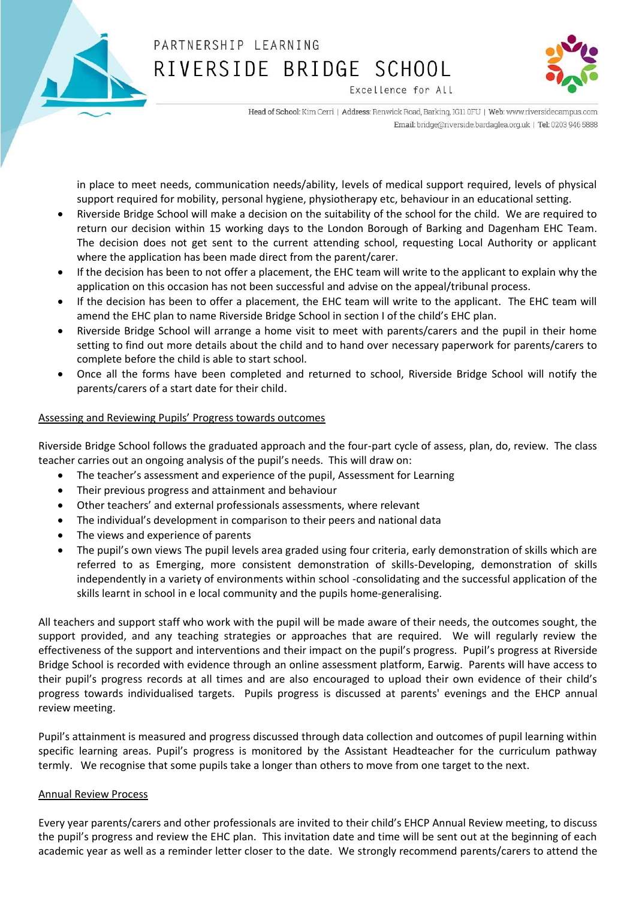in place to meet needs, communication needs/ability, levels of medical support required, levels of physical support required for mobility, personal hygiene, physiotherapy etc, behaviour in an educational setting.

- Riverside Bridge School will make a decision on the suitability of the school for the child. We are required to return our decision within 15 working days to the London Borough of Barking and Dagenham EHC Team. The decision does not get sent to the current attending school, requesting Local Authority or applicant where the application has been made direct from the parent/carer.
- If the decision has been to not offer a placement, the EHC team will write to the applicant to explain why the application on this occasion has not been successful and advise on the appeal/tribunal process.
- If the decision has been to offer a placement, the EHC team will write to the applicant. The EHC team will amend the EHC plan to name Riverside Bridge School in section I of the child's EHC plan.
- Riverside Bridge School will arrange a home visit to meet with parents/carers and the pupil in their home setting to find out more details about the child and to hand over necessary paperwork for parents/carers to complete before the child is able to start school.
- Once all the forms have been completed and returned to school, Riverside Bridge School will notify the parents/carers of a start date for their child.

## Assessing and Reviewing Pupils' Progress towards outcomes

Riverside Bridge School follows the graduated approach and the four-part cycle of assess, plan, do, review. The class teacher carries out an ongoing analysis of the pupil's needs. This will draw on:

- The teacher's assessment and experience of the pupil, Assessment for Learning
- Their previous progress and attainment and behaviour
- Other teachers' and external professionals assessments, where relevant
- The individual's development in comparison to their peers and national data
- The views and experience of parents
- The pupil's own views The pupil levels area graded using four criteria, early demonstration of skills which are referred to as Emerging, more consistent demonstration of skills-Developing, demonstration of skills independently in a variety of environments within school -consolidating and the successful application of the skills learnt in school in e local community and the pupils home-generalising.

All teachers and support staff who work with the pupil will be made aware of their needs, the outcomes sought, the support provided, and any teaching strategies or approaches that are required. We will regularly review the effectiveness of the support and interventions and their impact on the pupil's progress. Pupil's progress at Riverside Bridge School is recorded with evidence through an online assessment platform, Earwig. Parents will have access to their pupil's progress records at all times and are also encouraged to upload their own evidence of their child's progress towards individualised targets. Pupils progress is discussed at parents' evenings and the EHCP annual review meeting.

Pupil's attainment is measured and progress discussed through data collection and outcomes of pupil learning within specific learning areas. Pupil's progress is monitored by the Assistant Headteacher for the curriculum pathway termly. We recognise that some pupils take a longer than others to move from one target to the next.

## Annual Review Process

Every year parents/carers and other professionals are invited to their child's EHCP Annual Review meeting, to discuss the pupil's progress and review the EHC plan. This invitation date and time will be sent out at the beginning of each academic year as well as a reminder letter closer to the date. We strongly recommend parents/carers to attend the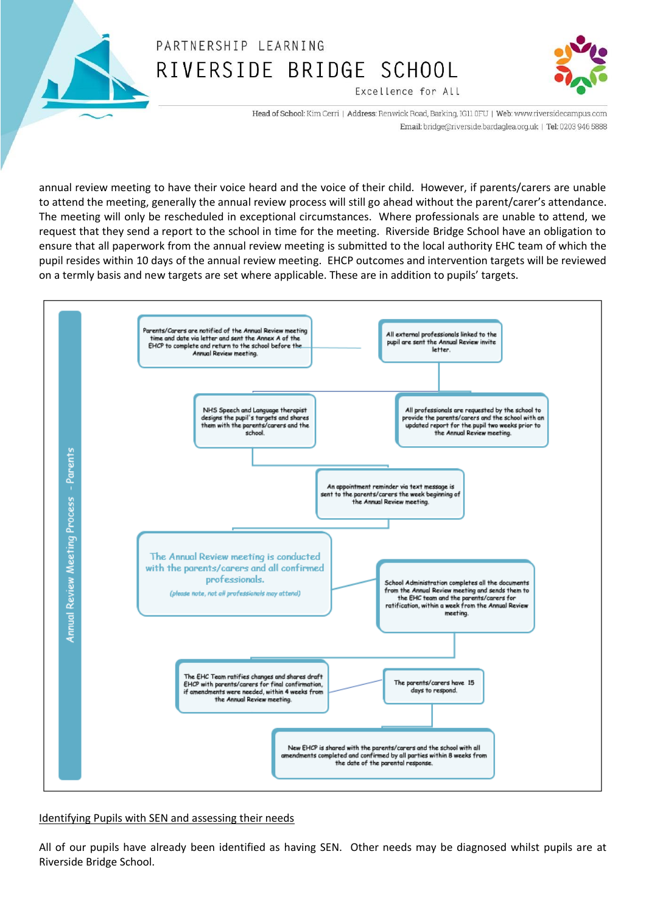annual review meeting to have their voice heard and the voice of their child. However, if parents/carers are unable to attend the meeting, generally the annual review process will still go ahead without the parent/carer's attendance. The meeting will only be rescheduled in exceptional circumstances. Where professionals are unable to attend, we request that they send a report to the school in time for the meeting. Riverside Bridge School have an obligation to ensure that all paperwork from the annual review meeting is submitted to the local authority EHC team of which the pupil resides within 10 days of the annual review meeting. EHCP outcomes and intervention targets will be reviewed on a termly basis and new targets are set where applicable. These are in addition to pupils' targets.

**Annual Review Meeting Process - Parents**

- Parents/Carers are notified of the Annual Review meeting time and date via letter and sent the Annex A of the EHCP to complete and return to the school before the Annual Review meeting.
- All external professionals linked to the pupil are sent the Annual Review invite letter.
- NHS Speech and Language therapist designs the pupil's targets and shares them with the parents/carers and the school.
- All professionals are requested by the school to provide the parents/carers and the school with an updated report for the pupil two weeks prior to the Annual Review meeting.
- An appointment reminder via text message is sent to the parents/carers the week beginning of the Annual Review meeting.
- The Annual Review meeting is conducted with the parents/carers and all confirmed professionals. *(please note, not all professionals may attend)*
- School Administration completes all the documents from the Annual Review meeting and sends them to the EHC team and the parents/carers for ratification, within a week from the Annual Review meeting.
- The EHC Team ratifies changes and shares draft EHCP with parents/carers for final confirmation, if amendments were needed, within 4 weeks from the Annual Review meeting.
- The parents/carers have 15 days to respond.
- New EHCP is shared with the parents/carers and the school with all amendments completed and confirmed by all parties within 8 weeks from the date of the parental response.

Identifying Pupils with SEN and assessing their needs

All of our pupils have already been identified as having SEN. Other needs may be diagnosed whilst pupils are at Riverside Bridge School.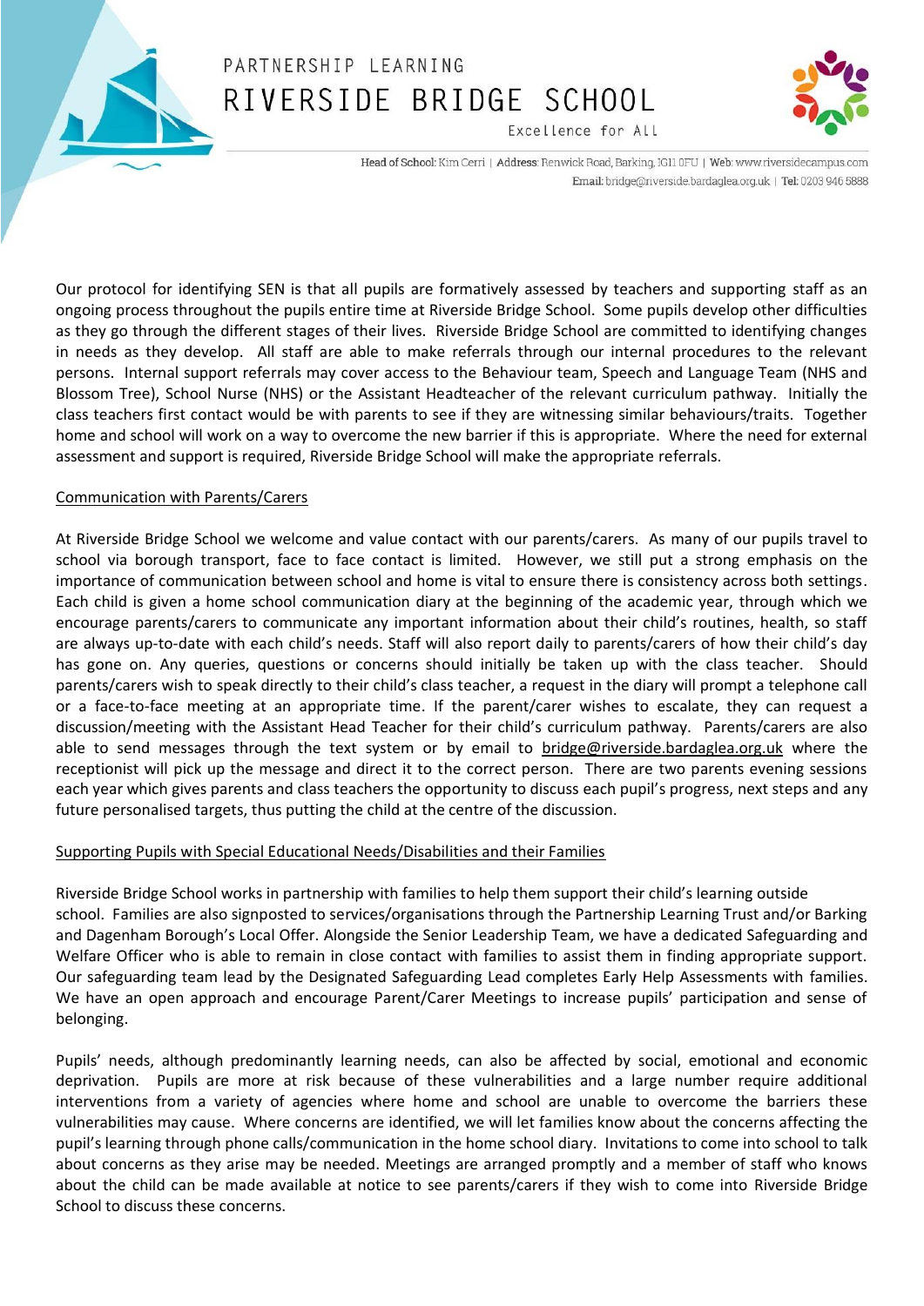Our protocol for identifying SEN is that all pupils are formatively assessed by teachers and supporting staff as an ongoing process throughout the pupils entire time at Riverside Bridge School. Some pupils develop other difficulties as they go through the different stages of their lives. Riverside Bridge School are committed to identifying changes in needs as they develop. All staff are able to make referrals through our internal procedures to the relevant persons. Internal support referrals may cover access to the Behaviour team, Speech and Language Team (NHS and Blossom Tree), School Nurse (NHS) or the Assistant Headteacher of the relevant curriculum pathway. Initially the class teachers first contact would be with parents to see if they are witnessing similar behaviours/traits. Together home and school will work on a way to overcome the new barrier if this is appropriate. Where the need for external assessment and support is required, Riverside Bridge School will make the appropriate referrals.

<u>Communication with Parents/Carers</u>

At Riverside Bridge School we welcome and value contact with our parents/carers. As many of our pupils travel to school via borough transport, face to face contact is limited. However, we still put a strong emphasis on the importance of communication between school and home is vital to ensure there is consistency across both settings. Each child is given a home school communication diary at the beginning of the academic year, through which we encourage parents/carers to communicate any important information about their child's routines, health, so staff are always up-to-date with each child's needs. Staff will also report daily to parents/carers of how their child's day has gone on. Any queries, questions or concerns should initially be taken up with the class teacher. Should parents/carers wish to speak directly to their child's class teacher, a request in the diary will prompt a telephone call or a face-to-face meeting at an appropriate time. If the parent/carer wishes to escalate, they can request a discussion/meeting with the Assistant Head Teacher for their child's curriculum pathway. Parents/carers are also able to send messages through the text system or by email to bridge@riverside.bardaglea.org.uk where the receptionist will pick up the message and direct it to the correct person. There are two parents evening sessions each year which gives parents and class teachers the opportunity to discuss each pupil's progress, next steps and any future personalised targets, thus putting the child at the centre of the discussion.

<u>Supporting Pupils with Special Educational Needs/Disabilities and their Families</u>

Riverside Bridge School works in partnership with families to help them support their child's learning outside school. Families are also signposted to services/organisations through the Partnership Learning Trust and/or Barking and Dagenham Borough's Local Offer. Alongside the Senior Leadership Team, we have a dedicated Safeguarding and Welfare Officer who is able to remain in close contact with families to assist them in finding appropriate support. Our safeguarding team lead by the Designated Safeguarding Lead completes Early Help Assessments with families. We have an open approach and encourage Parent/Carer Meetings to increase pupils' participation and sense of belonging.

Pupils' needs, although predominantly learning needs, can also be affected by social, emotional and economic deprivation. Pupils are more at risk because of these vulnerabilities and a large number require additional interventions from a variety of agencies where home and school are unable to overcome the barriers these vulnerabilities may cause. Where concerns are identified, we will let families know about the concerns affecting the pupil's learning through phone calls/communication in the home school diary. Invitations to come into school to talk about concerns as they arise may be needed. Meetings are arranged promptly and a member of staff who knows about the child can be made available at notice to see parents/carers if they wish to come into Riverside Bridge School to discuss these concerns.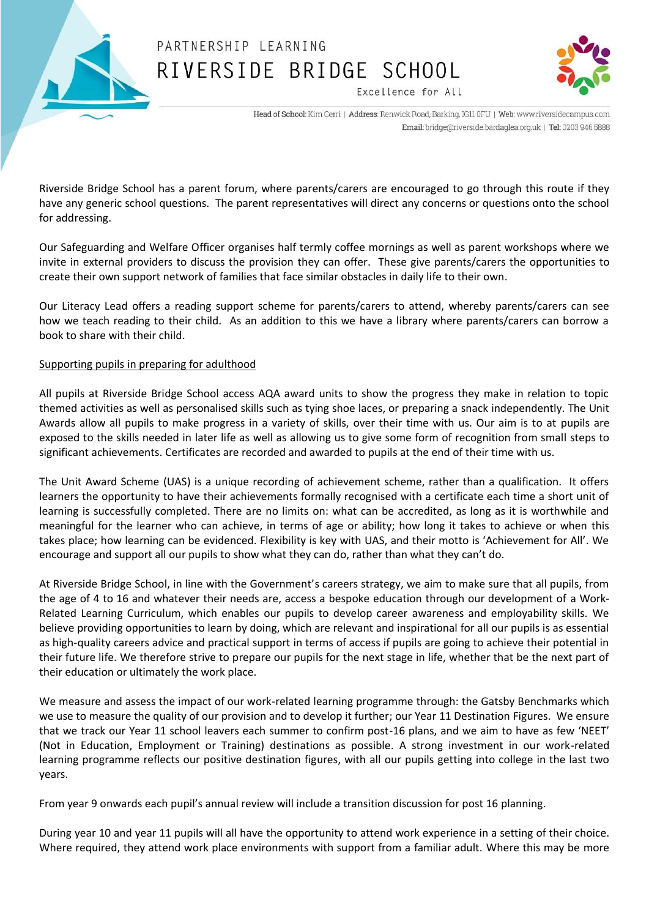Riverside Bridge School has a parent forum, where parents/carers are encouraged to go through this route if they have any generic school questions. The parent representatives will direct any concerns or questions onto the school for addressing.

Our Safeguarding and Welfare Officer organises half termly coffee mornings as well as parent workshops where we invite in external providers to discuss the provision they can offer. These give parents/carers the opportunities to create their own support network of families that face similar obstacles in daily life to their own.

Our Literacy Lead offers a reading support scheme for parents/carers to attend, whereby parents/carers can see how we teach reading to their child. As an addition to this we have a library where parents/carers can borrow a book to share with their child.

<u>Supporting pupils in preparing for adulthood</u>

All pupils at Riverside Bridge School access AQA award units to show the progress they make in relation to topic themed activities as well as personalised skills such as tying shoe laces, or preparing a snack independently. The Unit Awards allow all pupils to make progress in a variety of skills, over their time with us. Our aim is to at pupils are exposed to the skills needed in later life as well as allowing us to give some form of recognition from small steps to significant achievements. Certificates are recorded and awarded to pupils at the end of their time with us.

The Unit Award Scheme (UAS) is a unique recording of achievement scheme, rather than a qualification. It offers learners the opportunity to have their achievements formally recognised with a certificate each time a short unit of learning is successfully completed. There are no limits on: what can be accredited, as long as it is worthwhile and meaningful for the learner who can achieve, in terms of age or ability; how long it takes to achieve or when this takes place; how learning can be evidenced. Flexibility is key with UAS, and their motto is 'Achievement for All'. We encourage and support all our pupils to show what they can do, rather than what they can't do.

At Riverside Bridge School, in line with the Government's careers strategy, we aim to make sure that all pupils, from the age of 4 to 16 and whatever their needs are, access a bespoke education through our development of a Work-Related Learning Curriculum, which enables our pupils to develop career awareness and employability skills. We believe providing opportunities to learn by doing, which are relevant and inspirational for all our pupils is as essential as high-quality careers advice and practical support in terms of access if pupils are going to achieve their potential in their future life. We therefore strive to prepare our pupils for the next stage in life, whether that be the next part of their education or ultimately the work place.

We measure and assess the impact of our work-related learning programme through: the Gatsby Benchmarks which we use to measure the quality of our provision and to develop it further; our Year 11 Destination Figures. We ensure that we track our Year 11 school leavers each summer to confirm post-16 plans, and we aim to have as few 'NEET' (Not in Education, Employment or Training) destinations as possible. A strong investment in our work-related learning programme reflects our positive destination figures, with all our pupils getting into college in the last two years.

From year 9 onwards each pupil's annual review will include a transition discussion for post 16 planning.

During year 10 and year 11 pupils will all have the opportunity to attend work experience in a setting of their choice. Where required, they attend work place environments with support from a familiar adult. Where this may be more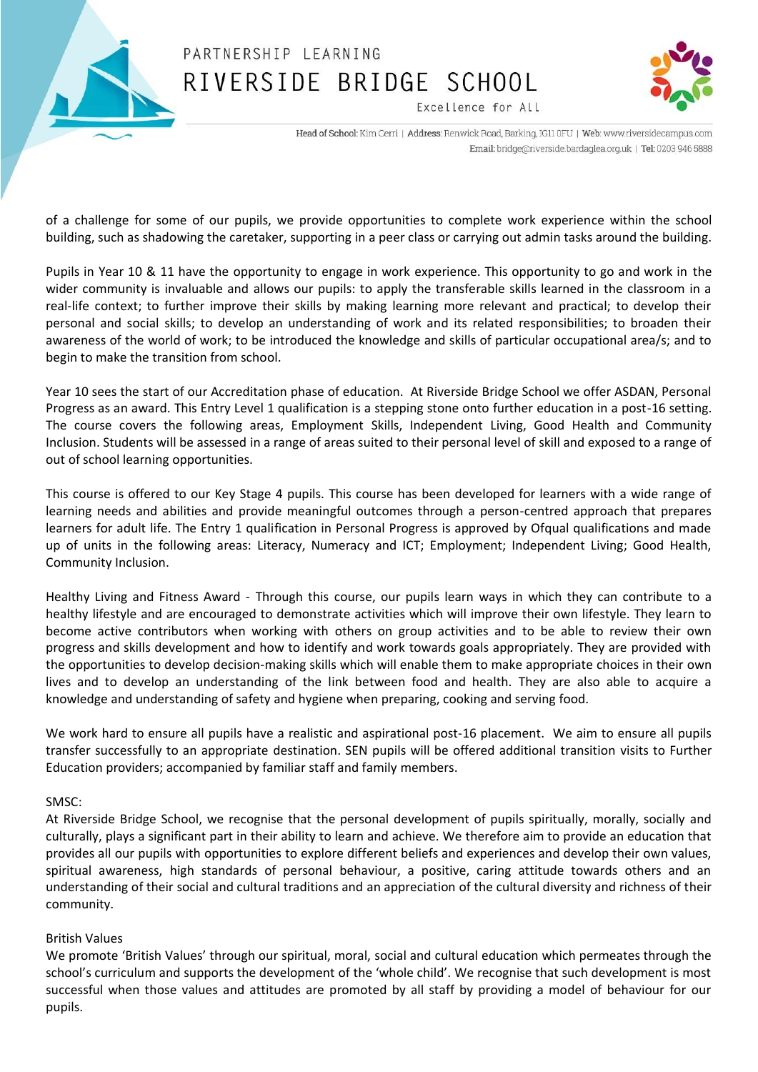of a challenge for some of our pupils, we provide opportunities to complete work experience within the school building, such as shadowing the caretaker, supporting in a peer class or carrying out admin tasks around the building.

Pupils in Year 10 & 11 have the opportunity to engage in work experience. This opportunity to go and work in the wider community is invaluable and allows our pupils: to apply the transferable skills learned in the classroom in a real-life context; to further improve their skills by making learning more relevant and practical; to develop their personal and social skills; to develop an understanding of work and its related responsibilities; to broaden their awareness of the world of work; to be introduced the knowledge and skills of particular occupational area/s; and to begin to make the transition from school.

Year 10 sees the start of our Accreditation phase of education. At Riverside Bridge School we offer ASDAN, Personal Progress as an award. This Entry Level 1 qualification is a stepping stone onto further education in a post-16 setting. The course covers the following areas, Employment Skills, Independent Living, Good Health and Community Inclusion. Students will be assessed in a range of areas suited to their personal level of skill and exposed to a range of out of school learning opportunities.

This course is offered to our Key Stage 4 pupils. This course has been developed for learners with a wide range of learning needs and abilities and provide meaningful outcomes through a person-centred approach that prepares learners for adult life. The Entry 1 qualification in Personal Progress is approved by Ofqual qualifications and made up of units in the following areas: Literacy, Numeracy and ICT; Employment; Independent Living; Good Health, Community Inclusion.

Healthy Living and Fitness Award - Through this course, our pupils learn ways in which they can contribute to a healthy lifestyle and are encouraged to demonstrate activities which will improve their own lifestyle. They learn to become active contributors when working with others on group activities and to be able to review their own progress and skills development and how to identify and work towards goals appropriately. They are provided with the opportunities to develop decision-making skills which will enable them to make appropriate choices in their own lives and to develop an understanding of the link between food and health. They are also able to acquire a knowledge and understanding of safety and hygiene when preparing, cooking and serving food.

We work hard to ensure all pupils have a realistic and aspirational post-16 placement. We aim to ensure all pupils transfer successfully to an appropriate destination. SEN pupils will be offered additional transition visits to Further Education providers; accompanied by familiar staff and family members.

SMSC:

At Riverside Bridge School, we recognise that the personal development of pupils spiritually, morally, socially and culturally, plays a significant part in their ability to learn and achieve. We therefore aim to provide an education that provides all our pupils with opportunities to explore different beliefs and experiences and develop their own values, spiritual awareness, high standards of personal behaviour, a positive, caring attitude towards others and an understanding of their social and cultural traditions and an appreciation of the cultural diversity and richness of their community.

British Values

We promote 'British Values' through our spiritual, moral, social and cultural education which permeates through the school's curriculum and supports the development of the 'whole child'. We recognise that such development is most successful when those values and attitudes are promoted by all staff by providing a model of behaviour for our pupils.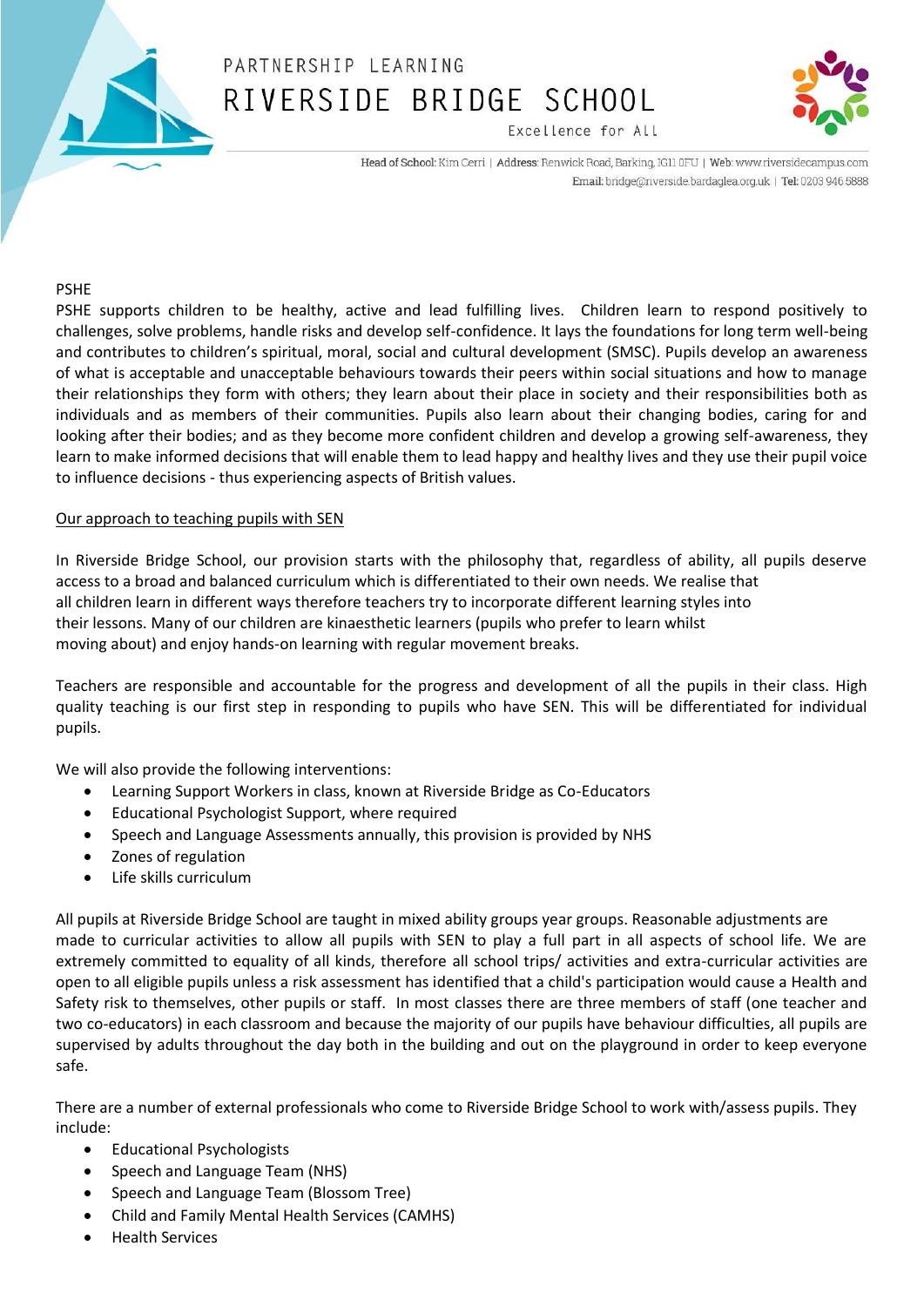PSHE

PSHE supports children to be healthy, active and lead fulfilling lives. Children learn to respond positively to challenges, solve problems, handle risks and develop self-confidence. It lays the foundations for long term well-being and contributes to children's spiritual, moral, social and cultural development (SMSC). Pupils develop an awareness of what is acceptable and unacceptable behaviours towards their peers within social situations and how to manage their relationships they form with others; they learn about their place in society and their responsibilities both as individuals and as members of their communities. Pupils also learn about their changing bodies, caring for and looking after their bodies; and as they become more confident children and develop a growing self-awareness, they learn to make informed decisions that will enable them to lead happy and healthy lives and they use their pupil voice to influence decisions - thus experiencing aspects of British values.

<u>Our approach to teaching pupils with SEN</u>

In Riverside Bridge School, our provision starts with the philosophy that, regardless of ability, all pupils deserve access to a broad and balanced curriculum which is differentiated to their own needs. We realise that all children learn in different ways therefore teachers try to incorporate different learning styles into their lessons. Many of our children are kinaesthetic learners (pupils who prefer to learn whilst moving about) and enjoy hands-on learning with regular movement breaks.

Teachers are responsible and accountable for the progress and development of all the pupils in their class. High quality teaching is our first step in responding to pupils who have SEN. This will be differentiated for individual pupils.

We will also provide the following interventions:

- Learning Support Workers in class, known at Riverside Bridge as Co-Educators
- Educational Psychologist Support, where required
- Speech and Language Assessments annually, this provision is provided by NHS
- Zones of regulation
- Life skills curriculum

All pupils at Riverside Bridge School are taught in mixed ability groups year groups. Reasonable adjustments are made to curricular activities to allow all pupils with SEN to play a full part in all aspects of school life. We are extremely committed to equality of all kinds, therefore all school trips/ activities and extra-curricular activities are open to all eligible pupils unless a risk assessment has identified that a child's participation would cause a Health and Safety risk to themselves, other pupils or staff. In most classes there are three members of staff (one teacher and two co-educators) in each classroom and because the majority of our pupils have behaviour difficulties, all pupils are supervised by adults throughout the day both in the building and out on the playground in order to keep everyone safe.

There are a number of external professionals who come to Riverside Bridge School to work with/assess pupils. They include:

- Educational Psychologists
- Speech and Language Team (NHS)
- Speech and Language Team (Blossom Tree)
- Child and Family Mental Health Services (CAMHS)
- Health Services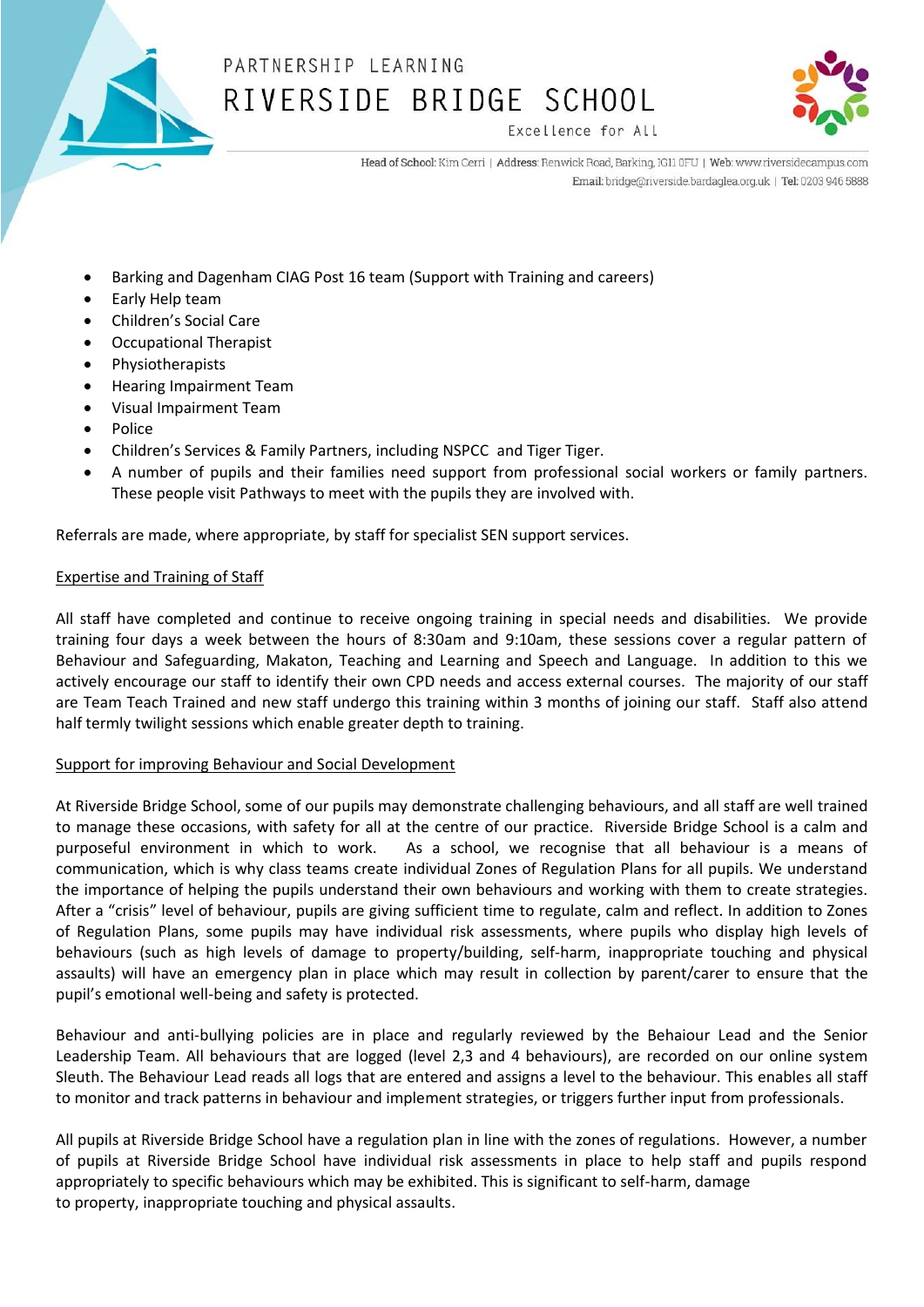- Barking and Dagenham CIAG Post 16 team (Support with Training and careers)
- Early Help team
- Children's Social Care
- Occupational Therapist
- Physiotherapists
- Hearing Impairment Team
- Visual Impairment Team
- Police
- Children's Services & Family Partners, including NSPCC and Tiger Tiger.
- A number of pupils and their families need support from professional social workers or family partners. These people visit Pathways to meet with the pupils they are involved with.

Referrals are made, where appropriate, by staff for specialist SEN support services.

## Expertise and Training of Staff

All staff have completed and continue to receive ongoing training in special needs and disabilities. We provide training four days a week between the hours of 8:30am and 9:10am, these sessions cover a regular pattern of Behaviour and Safeguarding, Makaton, Teaching and Learning and Speech and Language. In addition to this we actively encourage our staff to identify their own CPD needs and access external courses. The majority of our staff are Team Teach Trained and new staff undergo this training within 3 months of joining our staff. Staff also attend half termly twilight sessions which enable greater depth to training.

## Support for improving Behaviour and Social Development

At Riverside Bridge School, some of our pupils may demonstrate challenging behaviours, and all staff are well trained to manage these occasions, with safety for all at the centre of our practice. Riverside Bridge School is a calm and purposeful environment in which to work. As a school, we recognise that all behaviour is a means of communication, which is why class teams create individual Zones of Regulation Plans for all pupils. We understand the importance of helping the pupils understand their own behaviours and working with them to create strategies. After a "crisis" level of behaviour, pupils are giving sufficient time to regulate, calm and reflect. In addition to Zones of Regulation Plans, some pupils may have individual risk assessments, where pupils who display high levels of behaviours (such as high levels of damage to property/building, self-harm, inappropriate touching and physical assaults) will have an emergency plan in place which may result in collection by parent/carer to ensure that the pupil's emotional well-being and safety is protected.

Behaviour and anti-bullying policies are in place and regularly reviewed by the Behaiour Lead and the Senior Leadership Team. All behaviours that are logged (level 2,3 and 4 behaviours), are recorded on our online system Sleuth. The Behaviour Lead reads all logs that are entered and assigns a level to the behaviour. This enables all staff to monitor and track patterns in behaviour and implement strategies, or triggers further input from professionals.

All pupils at Riverside Bridge School have a regulation plan in line with the zones of regulations. However, a number of pupils at Riverside Bridge School have individual risk assessments in place to help staff and pupils respond appropriately to specific behaviours which may be exhibited. This is significant to self-harm, damage to property, inappropriate touching and physical assaults.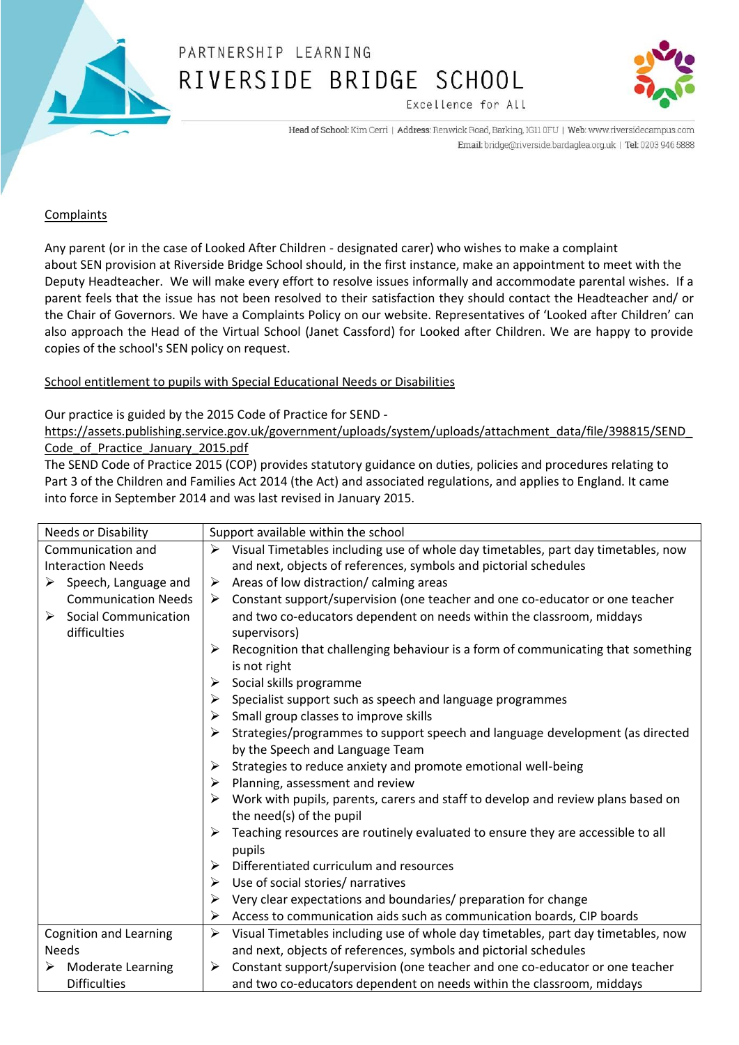Complaints

Any parent (or in the case of Looked After Children - designated carer) who wishes to make a complaint about SEN provision at Riverside Bridge School should, in the first instance, make an appointment to meet with the Deputy Headteacher. We will make every effort to resolve issues informally and accommodate parental wishes. If a parent feels that the issue has not been resolved to their satisfaction they should contact the Headteacher and/ or the Chair of Governors. We have a Complaints Policy on our website. Representatives of 'Looked after Children' can also approach the Head of the Virtual School (Janet Cassford) for Looked after Children. We are happy to provide copies of the school's SEN policy on request.

School entitlement to pupils with Special Educational Needs or Disabilities

Our practice is guided by the 2015 Code of Practice for SEND - https://assets.publishing.service.gov.uk/government/uploads/system/uploads/attachment_data/file/398815/SEND_Code_of_Practice_January_2015.pdf
The SEND Code of Practice 2015 (COP) provides statutory guidance on duties, policies and procedures relating to Part 3 of the Children and Families Act 2014 (the Act) and associated regulations, and applies to England. It came into force in September 2014 and was last revised in January 2015.

| Needs or Disability | Support available within the school |
|---|---|
| Communication and Interaction Needs<br>➢ Speech, Language and Communication Needs<br>➢ Social Communication difficulties | ➢ Visual Timetables including use of whole day timetables, part day timetables, now and next, objects of references, symbols and pictorial schedules<br>➢ Areas of low distraction/ calming areas<br>➢ Constant support/supervision (one teacher and one co-educator or one teacher and two co-educators dependent on needs within the classroom, middays supervisors)<br>➢ Recognition that challenging behaviour is a form of communicating that something is not right<br>➢ Social skills programme<br>➢ Specialist support such as speech and language programmes<br>➢ Small group classes to improve skills<br>➢ Strategies/programmes to support speech and language development (as directed by the Speech and Language Team<br>➢ Strategies to reduce anxiety and promote emotional well-being<br>➢ Planning, assessment and review<br>➢ Work with pupils, parents, carers and staff to develop and review plans based on the need(s) of the pupil<br>➢ Teaching resources are routinely evaluated to ensure they are accessible to all pupils<br>➢ Differentiated curriculum and resources<br>➢ Use of social stories/ narratives<br>➢ Very clear expectations and boundaries/ preparation for change<br>➢ Access to communication aids such as communication boards, CIP boards |
| Cognition and Learning Needs<br>➢ Moderate Learning Difficulties | ➢ Visual Timetables including use of whole day timetables, part day timetables, now and next, objects of references, symbols and pictorial schedules<br>➢ Constant support/supervision (one teacher and one co-educator or one teacher and two co-educators dependent on needs within the classroom, middays |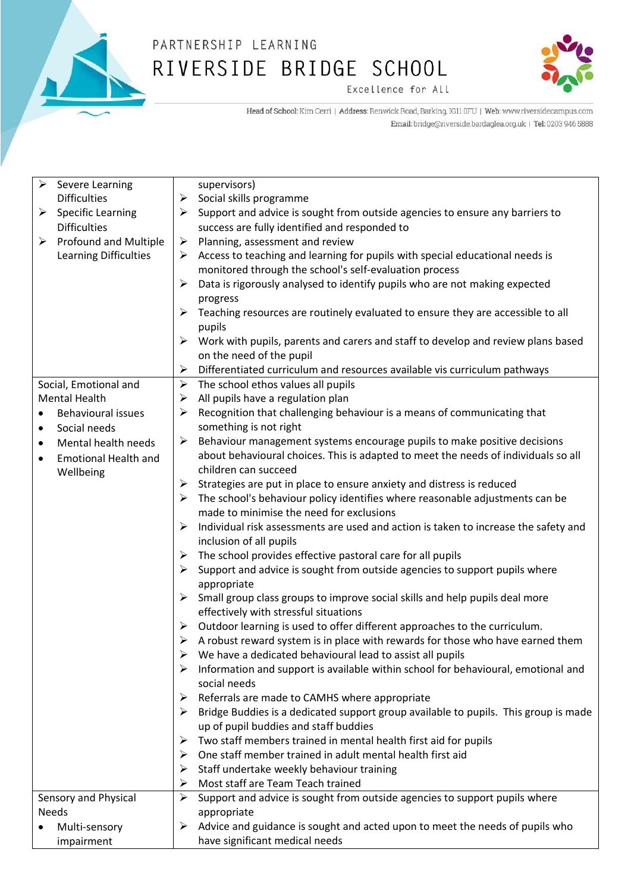| | |
|---|---|
| ➢ Severe Learning Difficulties<br>➢ Specific Learning Difficulties<br>➢ Profound and Multiple Learning Difficulties | supervisors)<br>➢ Social skills programme<br>➢ Support and advice is sought from outside agencies to ensure any barriers to success are fully identified and responded to<br>➢ Planning, assessment and review<br>➢ Access to teaching and learning for pupils with special educational needs is monitored through the school's self-evaluation process<br>➢ Data is rigorously analysed to identify pupils who are not making expected progress<br>➢ Teaching resources are routinely evaluated to ensure they are accessible to all pupils<br>➢ Work with pupils, parents and carers and staff to develop and review plans based on the need of the pupil<br>➢ Differentiated curriculum and resources available vis curriculum pathways |
| Social, Emotional and Mental Health<br>• Behavioural issues<br>• Social needs<br>• Mental health needs<br>• Emotional Health and Wellbeing | ➢ The school ethos values all pupils<br>➢ All pupils have a regulation plan<br>➢ Recognition that challenging behaviour is a means of communicating that something is not right<br>➢ Behaviour management systems encourage pupils to make positive decisions about behavioural choices. This is adapted to meet the needs of individuals so all children can succeed<br>➢ Strategies are put in place to ensure anxiety and distress is reduced<br>➢ The school's behaviour policy identifies where reasonable adjustments can be made to minimise the need for exclusions<br>➢ Individual risk assessments are used and action is taken to increase the safety and inclusion of all pupils<br>➢ The school provides effective pastoral care for all pupils<br>➢ Support and advice is sought from outside agencies to support pupils where appropriate<br>➢ Small group class groups to improve social skills and help pupils deal more effectively with stressful situations<br>➢ Outdoor learning is used to offer different approaches to the curriculum.<br>➢ A robust reward system is in place with rewards for those who have earned them<br>➢ We have a dedicated behavioural lead to assist all pupils<br>➢ Information and support is available within school for behavioural, emotional and social needs<br>➢ Referrals are made to CAMHS where appropriate<br>➢ Bridge Buddies is a dedicated support group available to pupils. This group is made up of pupil buddies and staff buddies<br>➢ Two staff members trained in mental health first aid for pupils<br>➢ One staff member trained in adult mental health first aid<br>➢ Staff undertake weekly behaviour training<br>➢ Most staff are Team Teach trained |
| Sensory and Physical Needs<br>• Multi-sensory impairment | ➢ Support and advice is sought from outside agencies to support pupils where appropriate<br>➢ Advice and guidance is sought and acted upon to meet the needs of pupils who have significant medical needs |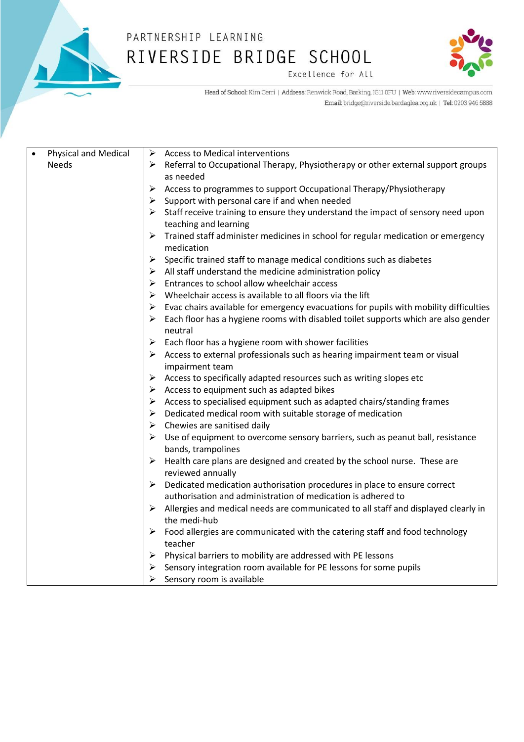| | |
|---|---|
| • Physical and Medical Needs | ➢ Access to Medical interventions<br>➢ Referral to Occupational Therapy, Physiotherapy or other external support groups as needed<br>➢ Access to programmes to support Occupational Therapy/Physiotherapy<br>➢ Support with personal care if and when needed<br>➢ Staff receive training to ensure they understand the impact of sensory need upon teaching and learning<br>➢ Trained staff administer medicines in school for regular medication or emergency medication<br>➢ Specific trained staff to manage medical conditions such as diabetes<br>➢ All staff understand the medicine administration policy<br>➢ Entrances to school allow wheelchair access<br>➢ Wheelchair access is available to all floors via the lift<br>➢ Evac chairs available for emergency evacuations for pupils with mobility difficulties<br>➢ Each floor has a hygiene rooms with disabled toilet supports which are also gender neutral<br>➢ Each floor has a hygiene room with shower facilities<br>➢ Access to external professionals such as hearing impairment team or visual impairment team<br>➢ Access to specifically adapted resources such as writing slopes etc<br>➢ Access to equipment such as adapted bikes<br>➢ Access to specialised equipment such as adapted chairs/standing frames<br>➢ Dedicated medical room with suitable storage of medication<br>➢ Chewies are sanitised daily<br>➢ Use of equipment to overcome sensory barriers, such as peanut ball, resistance bands, trampolines<br>➢ Health care plans are designed and created by the school nurse. These are reviewed annually<br>➢ Dedicated medication authorisation procedures in place to ensure correct authorisation and administration of medication is adhered to<br>➢ Allergies and medical needs are communicated to all staff and displayed clearly in the medi-hub<br>➢ Food allergies are communicated with the catering staff and food technology teacher<br>➢ Physical barriers to mobility are addressed with PE lessons<br>➢ Sensory integration room available for PE lessons for some pupils<br>➢ Sensory room is available |